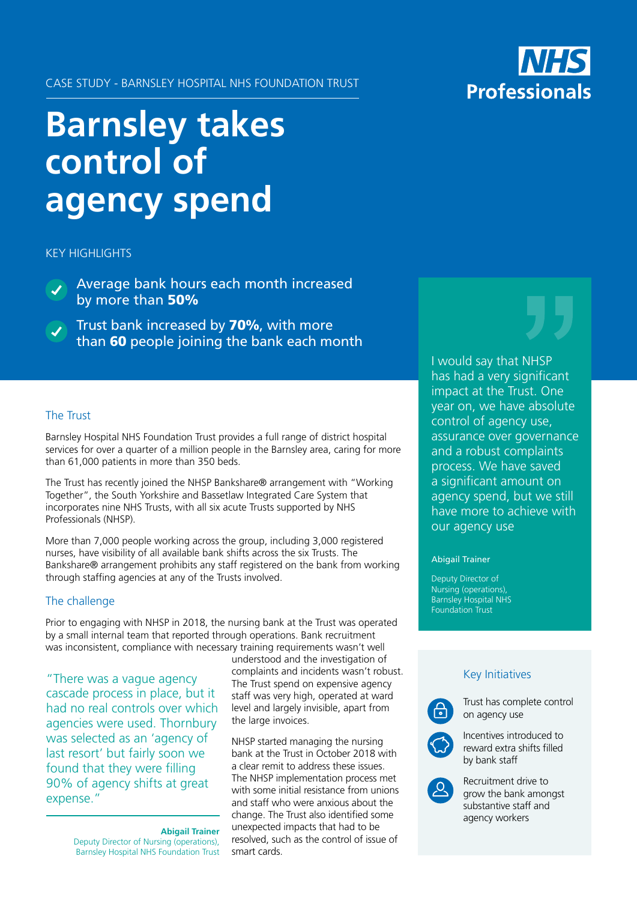CASE STUDY - BARNSLEY HOSPITAL NHS FOUNDATION TRUST

NHS Professionals

# Barnsley takes control of agency spend

KEY HIGHLIGHTS

- Average bank hours each month increased by more than **50%**
- Trust bank increased by **70%**, with more than **60** people joining the bank each month

> I would say that NHSP has had a very significant impact at the Trust. One year on, we have absolute control of agency use, assurance over governance and a robust complaints process. We have saved a significant amount on agency spend, but we still have more to achieve with our agency use
>
> **Abigail Trainer**
> Deputy Director of Nursing (operations), Barnsley Hospital NHS Foundation Trust

## The Trust

Barnsley Hospital NHS Foundation Trust provides a full range of district hospital services for over a quarter of a million people in the Barnsley area, caring for more than 61,000 patients in more than 350 beds.

The Trust has recently joined the NHSP Bankshare® arrangement with "Working Together", the South Yorkshire and Bassetlaw Integrated Care System that incorporates nine NHS Trusts, with all six acute Trusts supported by NHS Professionals (NHSP).

More than 7,000 people working across the group, including 3,000 registered nurses, have visibility of all available bank shifts across the six Trusts. The Bankshare® arrangement prohibits any staff registered on the bank from working through staffing agencies at any of the Trusts involved.

## The challenge

Prior to engaging with NHSP in 2018, the nursing bank at the Trust was operated by a small internal team that reported through operations. Bank recruitment was inconsistent, compliance with necessary training requirements wasn't well understood and the investigation of complaints and incidents wasn't robust. The Trust spend on expensive agency staff was very high, operated at ward level and largely invisible, apart from the large invoices.

> "There was a vague agency cascade process in place, but it had no real controls over which agencies were used. Thornbury was selected as an 'agency of last resort' but fairly soon we found that they were filling 90% of agency shifts at great expense."
>
> **Abigail Trainer**
> Deputy Director of Nursing (operations), Barnsley Hospital NHS Foundation Trust

NHSP started managing the nursing bank at the Trust in October 2018 with a clear remit to address these issues. The NHSP implementation process met with some initial resistance from unions and staff who were anxious about the change. The Trust also identified some unexpected impacts that had to be resolved, such as the control of issue of smart cards.

### Key Initiatives

- Trust has complete control on agency use
- Incentives introduced to reward extra shifts filled by bank staff
- Recruitment drive to grow the bank amongst substantive staff and agency workers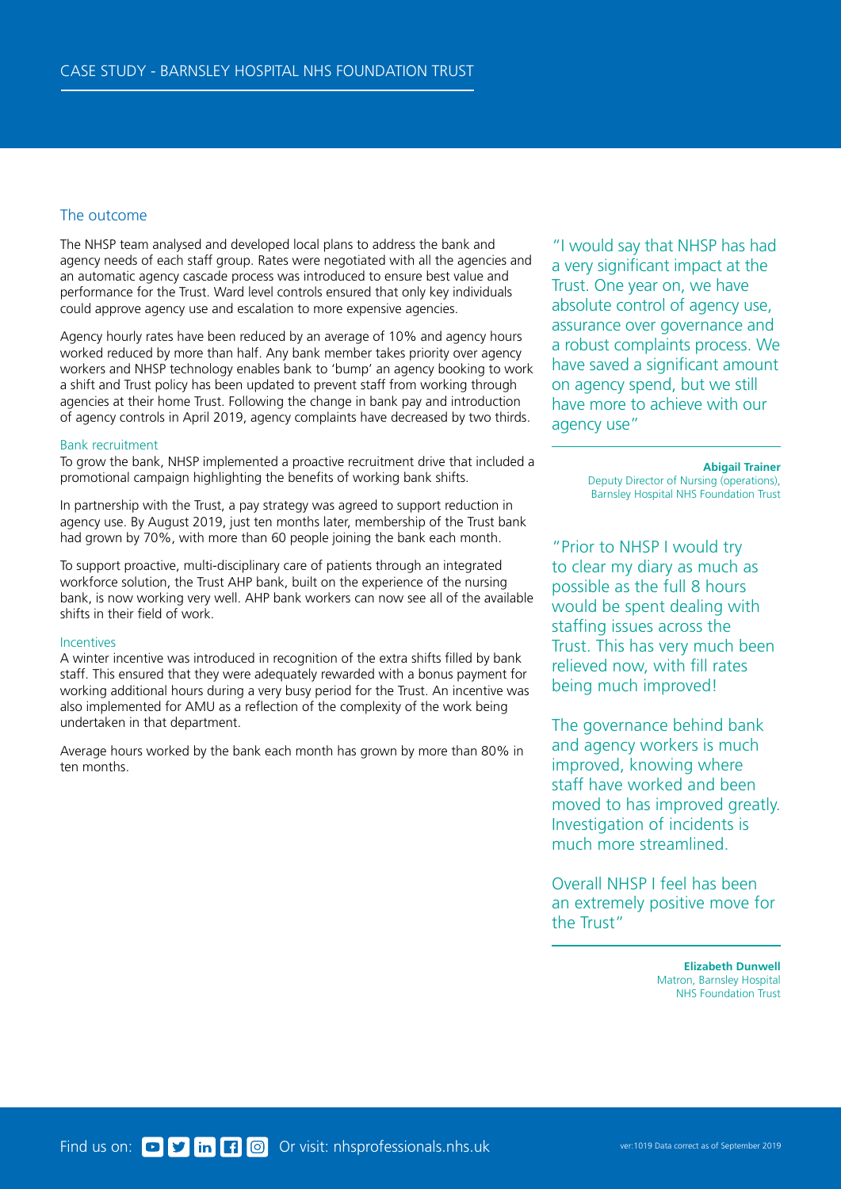## The outcome

The NHSP team analysed and developed local plans to address the bank and agency needs of each staff group. Rates were negotiated with all the agencies and an automatic agency cascade process was introduced to ensure best value and performance for the Trust. Ward level controls ensured that only key individuals could approve agency use and escalation to more expensive agencies.

Agency hourly rates have been reduced by an average of 10% and agency hours worked reduced by more than half. Any bank member takes priority over agency workers and NHSP technology enables bank to 'bump' an agency booking to work a shift and Trust policy has been updated to prevent staff from working through agencies at their home Trust. Following the change in bank pay and introduction of agency controls in April 2019, agency complaints have decreased by two thirds.

### Bank recruitment

To grow the bank, NHSP implemented a proactive recruitment drive that included a promotional campaign highlighting the benefits of working bank shifts.

In partnership with the Trust, a pay strategy was agreed to support reduction in agency use. By August 2019, just ten months later, membership of the Trust bank had grown by 70%, with more than 60 people joining the bank each month.

To support proactive, multi-disciplinary care of patients through an integrated workforce solution, the Trust AHP bank, built on the experience of the nursing bank, is now working very well. AHP bank workers can now see all of the available shifts in their field of work.

### Incentives

A winter incentive was introduced in recognition of the extra shifts filled by bank staff. This ensured that they were adequately rewarded with a bonus payment for working additional hours during a very busy period for the Trust. An incentive was also implemented for AMU as a reflection of the complexity of the work being undertaken in that department.

Average hours worked by the bank each month has grown by more than 80% in ten months.

"I would say that NHSP has had a very significant impact at the Trust. One year on, we have absolute control of agency use, assurance over governance and a robust complaints process. We have saved a significant amount on agency spend, but we still have more to achieve with our agency use"

**Abigail Trainer**
Deputy Director of Nursing (operations), Barnsley Hospital NHS Foundation Trust

"Prior to NHSP I would try to clear my diary as much as possible as the full 8 hours would be spent dealing with staffing issues across the Trust. This has very much been relieved now, with fill rates being much improved!

The governance behind bank and agency workers is much improved, knowing where staff have worked and been moved to has improved greatly. Investigation of incidents is much more streamlined.

Overall NHSP I feel has been an extremely positive move for the Trust"

**Elizabeth Dunwell**
Matron, Barnsley Hospital NHS Foundation Trust

Find us on: Or visit: nhsprofessionals.nhs.uk

ver:1019 Data correct as of September 2019